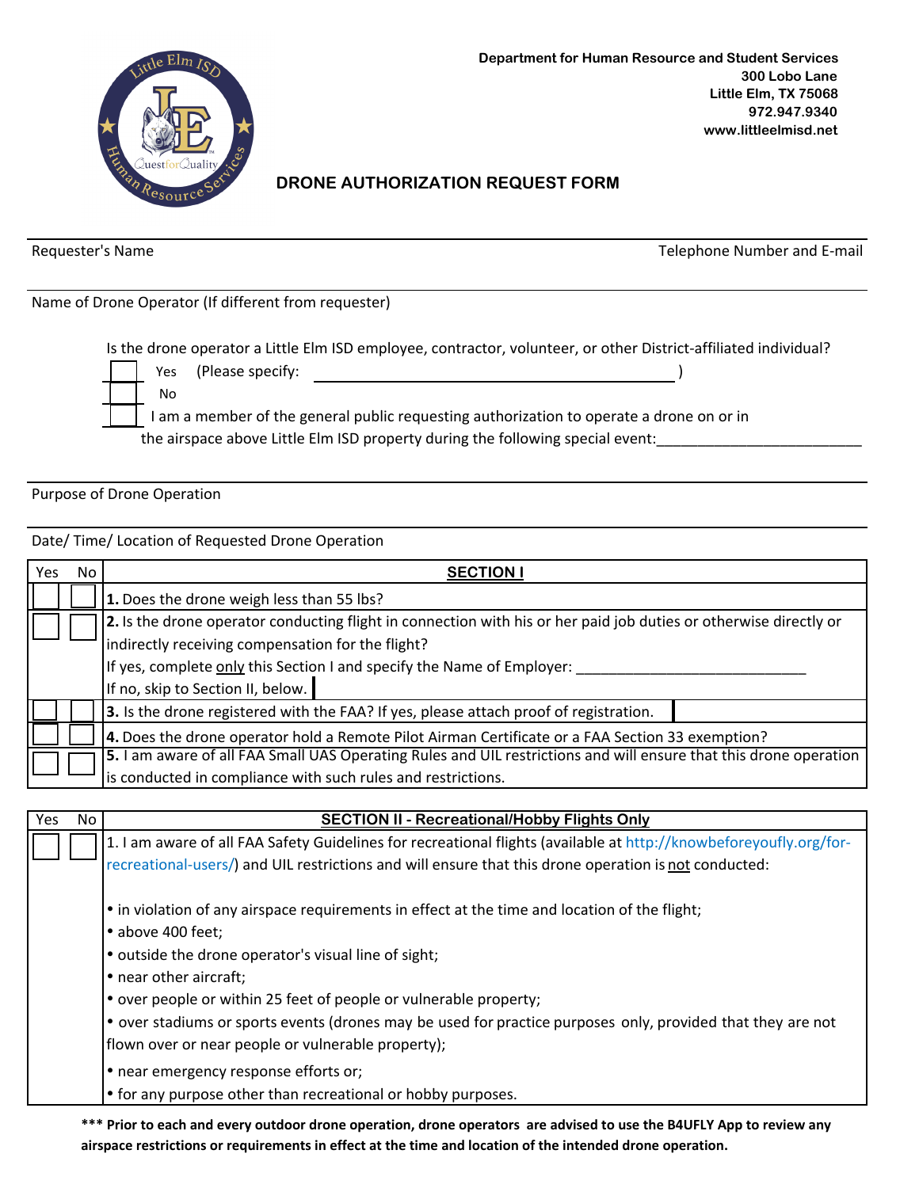Department for Human Resource and Student Services
300 Lobo Lane
Little Elm, TX 75068
972.947.9340
www.littleelmisd.net

# DRONE AUTHORIZATION REQUEST FORM

Requester's Name | Telephone Number and E-mail

Name of Drone Operator (If different from requester)

Is the drone operator a Little Elm ISD employee, contractor, volunteer, or other District-affiliated individual?

- ☐ Yes (Please specify: ______________________________________ )
- ☐ No
- ☐ I am a member of the general public requesting authorization to operate a drone on or in the airspace above Little Elm ISD property during the following special event:_________________________

Purpose of Drone Operation

Date/ Time/ Location of Requested Drone Operation

| Yes | No | **SECTION I** |
|---|---|---|
| ☐ | ☐ | **1.** Does the drone weigh less than 55 lbs? |
| ☐ | ☐ | **2.** Is the drone operator conducting flight in connection with his or her paid job duties or otherwise directly or indirectly receiving compensation for the flight?<br>If yes, complete only this Section I and specify the Name of Employer: ____________________________<br>If no, skip to Section II, below. |
| ☐ | ☐ | **3.** Is the drone registered with the FAA? If yes, please attach proof of registration. |
| ☐ | ☐ | **4.** Does the drone operator hold a Remote Pilot Airman Certificate or a FAA Section 33 exemption? |
| ☐ | ☐ | **5.** I am aware of all FAA Small UAS Operating Rules and UIL restrictions and will ensure that this drone operation is conducted in compliance with such rules and restrictions. |

| Yes | No | **SECTION II - Recreational/Hobby Flights Only** |
|---|---|---|
| ☐ | ☐ | 1. I am aware of all FAA Safety Guidelines for recreational flights (available at http://knowbeforeyoufly.org/for-recreational-users/) and UIL restrictions and will ensure that this drone operation is not conducted:<br><br>• in violation of any airspace requirements in effect at the time and location of the flight;<br>• above 400 feet;<br>• outside the drone operator's visual line of sight;<br>• near other aircraft;<br>• over people or within 25 feet of people or vulnerable property;<br>• over stadiums or sports events (drones may be used for practice purposes only, provided that they are not flown over or near people or vulnerable property);<br>• near emergency response efforts or;<br>• for any purpose other than recreational or hobby purposes. |

**\*\*\* Prior to each and every outdoor drone operation, drone operators are advised to use the B4UFLY App to review any airspace restrictions or requirements in effect at the time and location of the intended drone operation.**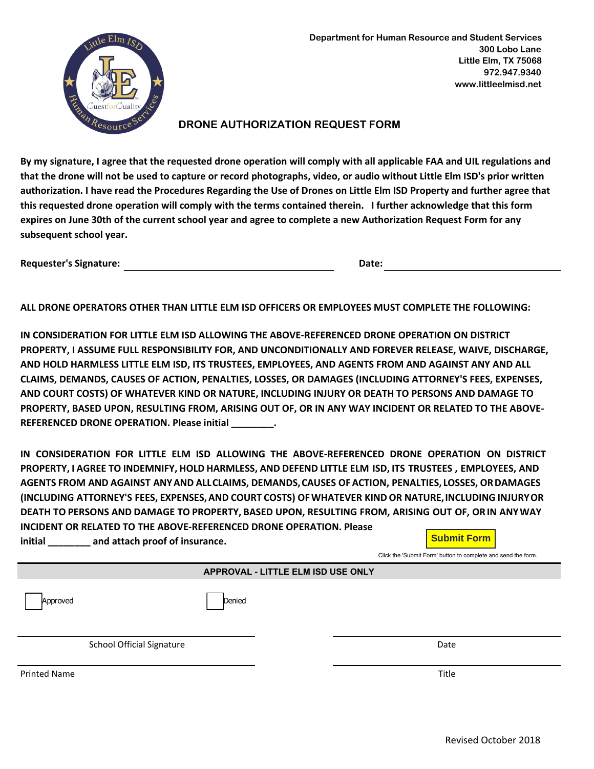Department for Human Resource and Student Services
300 Lobo Lane
Little Elm, TX 75068
972.947.9340
www.littleelmisd.net

## DRONE AUTHORIZATION REQUEST FORM

**By my signature, I agree that the requested drone operation will comply with all applicable FAA and UIL regulations and that the drone will not be used to capture or record photographs, video, or audio without Little Elm ISD's prior written authorization. I have read the Procedures Regarding the Use of Drones on Little Elm ISD Property and further agree that this requested drone operation will comply with the terms contained therein. I further acknowledge that this form expires on June 30th of the current school year and agree to complete a new Authorization Request Form for any subsequent school year.**

**Requester's Signature:** ______________________________ **Date:** ______________________________

**ALL DRONE OPERATORS OTHER THAN LITTLE ELM ISD OFFICERS OR EMPLOYEES MUST COMPLETE THE FOLLOWING:**

**IN CONSIDERATION FOR LITTLE ELM ISD ALLOWING THE ABOVE-REFERENCED DRONE OPERATION ON DISTRICT PROPERTY, I ASSUME FULL RESPONSIBILITY FOR, AND UNCONDITIONALLY AND FOREVER RELEASE, WAIVE, DISCHARGE, AND HOLD HARMLESS LITTLE ELM ISD, ITS TRUSTEES, EMPLOYEES, AND AGENTS FROM AND AGAINST ANY AND ALL CLAIMS, DEMANDS, CAUSES OF ACTION, PENALTIES, LOSSES, OR DAMAGES (INCLUDING ATTORNEY'S FEES, EXPENSES, AND COURT COSTS) OF WHATEVER KIND OR NATURE, INCLUDING INJURY OR DEATH TO PERSONS AND DAMAGE TO PROPERTY, BASED UPON, RESULTING FROM, ARISING OUT OF, OR IN ANY WAY INCIDENT OR RELATED TO THE ABOVE-REFERENCED DRONE OPERATION. Please initial ________.**

**IN CONSIDERATION FOR LITTLE ELM ISD ALLOWING THE ABOVE-REFERENCED DRONE OPERATION ON DISTRICT PROPERTY, I AGREE TO INDEMNIFY, HOLD HARMLESS, AND DEFEND LITTLE ELM ISD, ITS TRUSTEES , EMPLOYEES, AND AGENTS FROM AND AGAINST ANY AND ALL CLAIMS, DEMANDS, CAUSES OF ACTION, PENALTIES, LOSSES, OR DAMAGES (INCLUDING ATTORNEY'S FEES, EXPENSES, AND COURT COSTS) OF WHATEVER KIND OR NATURE, INCLUDING INJURY OR DEATH TO PERSONS AND DAMAGE TO PROPERTY, BASED UPON, RESULTING FROM, ARISING OUT OF, OR IN ANY WAY INCIDENT OR RELATED TO THE ABOVE-REFERENCED DRONE OPERATION. Please initial ________ and attach proof of insurance.**

**Submit Form**

Click the 'Submit Form' button to complete and send the form.

**APPROVAL - LITTLE ELM ISD USE ONLY**

☐ Approved ☐ Denied

______________________________ ______________________________
School Official Signature Date

______________________________ ______________________________
Printed Name Title

Revised October 2018